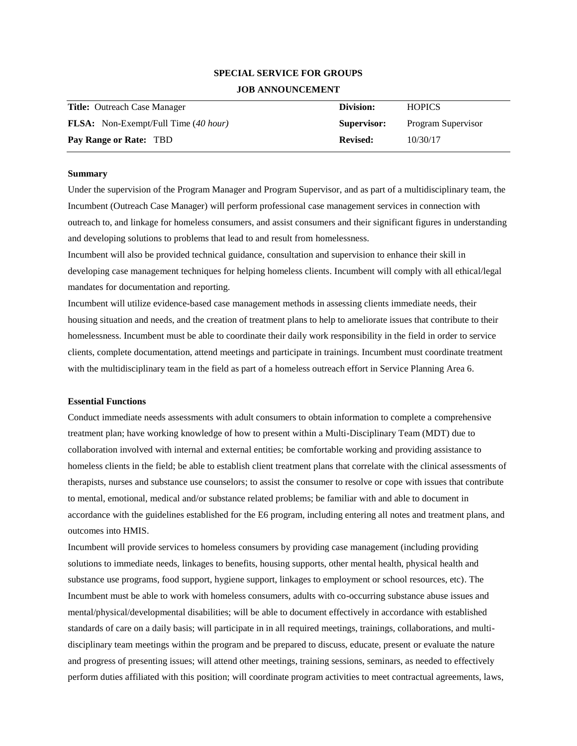**SPECIAL SERVICE FOR GROUPS**

**JOB ANNOUNCEMENT**

| | | | |
|---|---|---|---|
| **Title:** Outreach Case Manager | | **Division:** | HOPICS |
| **FLSA:** Non-Exempt/Full Time (*40 hour*) | | **Supervisor:** | Program Supervisor |
| **Pay Range or Rate:** TBD | | **Revised:** | 10/30/17 |

**Summary**

Under the supervision of the Program Manager and Program Supervisor, and as part of a multidisciplinary team, the Incumbent (Outreach Case Manager) will perform professional case management services in connection with outreach to, and linkage for homeless consumers, and assist consumers and their significant figures in understanding and developing solutions to problems that lead to and result from homelessness.

Incumbent will also be provided technical guidance, consultation and supervision to enhance their skill in developing case management techniques for helping homeless clients. Incumbent will comply with all ethical/legal mandates for documentation and reporting.

Incumbent will utilize evidence-based case management methods in assessing clients immediate needs, their housing situation and needs, and the creation of treatment plans to help to ameliorate issues that contribute to their homelessness. Incumbent must be able to coordinate their daily work responsibility in the field in order to service clients, complete documentation, attend meetings and participate in trainings. Incumbent must coordinate treatment with the multidisciplinary team in the field as part of a homeless outreach effort in Service Planning Area 6.

**Essential Functions**

Conduct immediate needs assessments with adult consumers to obtain information to complete a comprehensive treatment plan; have working knowledge of how to present within a Multi-Disciplinary Team (MDT) due to collaboration involved with internal and external entities; be comfortable working and providing assistance to homeless clients in the field; be able to establish client treatment plans that correlate with the clinical assessments of therapists, nurses and substance use counselors; to assist the consumer to resolve or cope with issues that contribute to mental, emotional, medical and/or substance related problems; be familiar with and able to document in accordance with the guidelines established for the E6 program, including entering all notes and treatment plans, and outcomes into HMIS.

Incumbent will provide services to homeless consumers by providing case management (including providing solutions to immediate needs, linkages to benefits, housing supports, other mental health, physical health and substance use programs, food support, hygiene support, linkages to employment or school resources, etc). The Incumbent must be able to work with homeless consumers, adults with co-occurring substance abuse issues and mental/physical/developmental disabilities; will be able to document effectively in accordance with established standards of care on a daily basis; will participate in in all required meetings, trainings, collaborations, and multi-disciplinary team meetings within the program and be prepared to discuss, educate, present or evaluate the nature and progress of presenting issues; will attend other meetings, training sessions, seminars, as needed to effectively perform duties affiliated with this position; will coordinate program activities to meet contractual agreements, laws,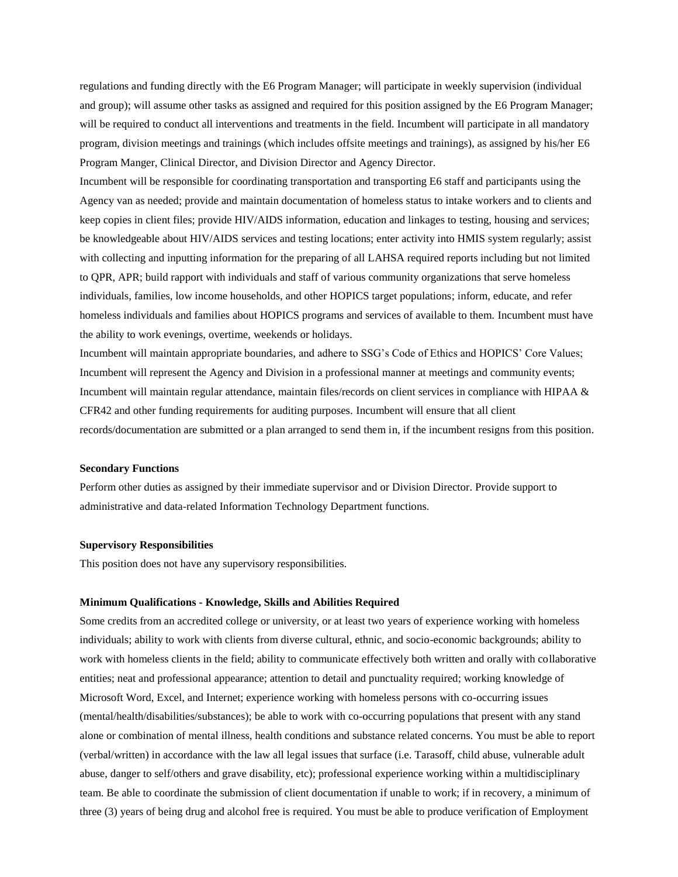regulations and funding directly with the E6 Program Manager; will participate in weekly supervision (individual and group); will assume other tasks as assigned and required for this position assigned by the E6 Program Manager; will be required to conduct all interventions and treatments in the field. Incumbent will participate in all mandatory program, division meetings and trainings (which includes offsite meetings and trainings), as assigned by his/her E6 Program Manger, Clinical Director, and Division Director and Agency Director.

Incumbent will be responsible for coordinating transportation and transporting E6 staff and participants using the Agency van as needed; provide and maintain documentation of homeless status to intake workers and to clients and keep copies in client files; provide HIV/AIDS information, education and linkages to testing, housing and services; be knowledgeable about HIV/AIDS services and testing locations; enter activity into HMIS system regularly; assist with collecting and inputting information for the preparing of all LAHSA required reports including but not limited to QPR, APR; build rapport with individuals and staff of various community organizations that serve homeless individuals, families, low income households, and other HOPICS target populations; inform, educate, and refer homeless individuals and families about HOPICS programs and services of available to them. Incumbent must have the ability to work evenings, overtime, weekends or holidays.

Incumbent will maintain appropriate boundaries, and adhere to SSG's Code of Ethics and HOPICS' Core Values; Incumbent will represent the Agency and Division in a professional manner at meetings and community events; Incumbent will maintain regular attendance, maintain files/records on client services in compliance with HIPAA & CFR42 and other funding requirements for auditing purposes. Incumbent will ensure that all client records/documentation are submitted or a plan arranged to send them in, if the incumbent resigns from this position.

**Secondary Functions**

Perform other duties as assigned by their immediate supervisor and or Division Director. Provide support to administrative and data-related Information Technology Department functions.

**Supervisory Responsibilities**

This position does not have any supervisory responsibilities.

**Minimum Qualifications - Knowledge, Skills and Abilities Required**

Some credits from an accredited college or university, or at least two years of experience working with homeless individuals; ability to work with clients from diverse cultural, ethnic, and socio-economic backgrounds; ability to work with homeless clients in the field; ability to communicate effectively both written and orally with collaborative entities; neat and professional appearance; attention to detail and punctuality required; working knowledge of Microsoft Word, Excel, and Internet; experience working with homeless persons with co-occurring issues (mental/health/disabilities/substances); be able to work with co-occurring populations that present with any stand alone or combination of mental illness, health conditions and substance related concerns. You must be able to report (verbal/written) in accordance with the law all legal issues that surface (i.e. Tarasoff, child abuse, vulnerable adult abuse, danger to self/others and grave disability, etc); professional experience working within a multidisciplinary team. Be able to coordinate the submission of client documentation if unable to work; if in recovery, a minimum of three (3) years of being drug and alcohol free is required. You must be able to produce verification of Employment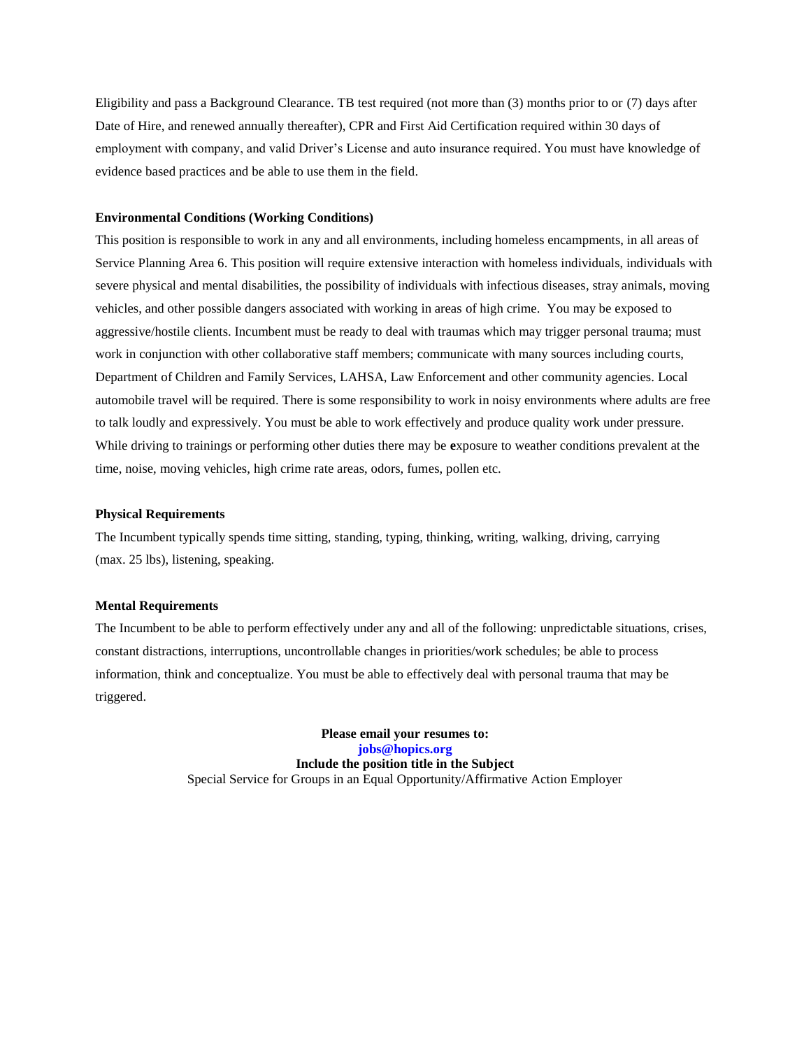Eligibility and pass a Background Clearance. TB test required (not more than (3) months prior to or (7) days after Date of Hire, and renewed annually thereafter), CPR and First Aid Certification required within 30 days of employment with company, and valid Driver's License and auto insurance required. You must have knowledge of evidence based practices and be able to use them in the field.

**Environmental Conditions (Working Conditions)**

This position is responsible to work in any and all environments, including homeless encampments, in all areas of Service Planning Area 6. This position will require extensive interaction with homeless individuals, individuals with severe physical and mental disabilities, the possibility of individuals with infectious diseases, stray animals, moving vehicles, and other possible dangers associated with working in areas of high crime. You may be exposed to aggressive/hostile clients. Incumbent must be ready to deal with traumas which may trigger personal trauma; must work in conjunction with other collaborative staff members; communicate with many sources including courts, Department of Children and Family Services, LAHSA, Law Enforcement and other community agencies. Local automobile travel will be required. There is some responsibility to work in noisy environments where adults are free to talk loudly and expressively. You must be able to work effectively and produce quality work under pressure. While driving to trainings or performing other duties there may be exposure to weather conditions prevalent at the time, noise, moving vehicles, high crime rate areas, odors, fumes, pollen etc.

**Physical Requirements**

The Incumbent typically spends time sitting, standing, typing, thinking, writing, walking, driving, carrying (max. 25 lbs), listening, speaking.

**Mental Requirements**

The Incumbent to be able to perform effectively under any and all of the following: unpredictable situations, crises, constant distractions, interruptions, uncontrollable changes in priorities/work schedules; be able to process information, think and conceptualize. You must be able to effectively deal with personal trauma that may be triggered.

**Please email your resumes to:**
**jobs@hopics.org**
**Include the position title in the Subject**
Special Service for Groups in an Equal Opportunity/Affirmative Action Employer